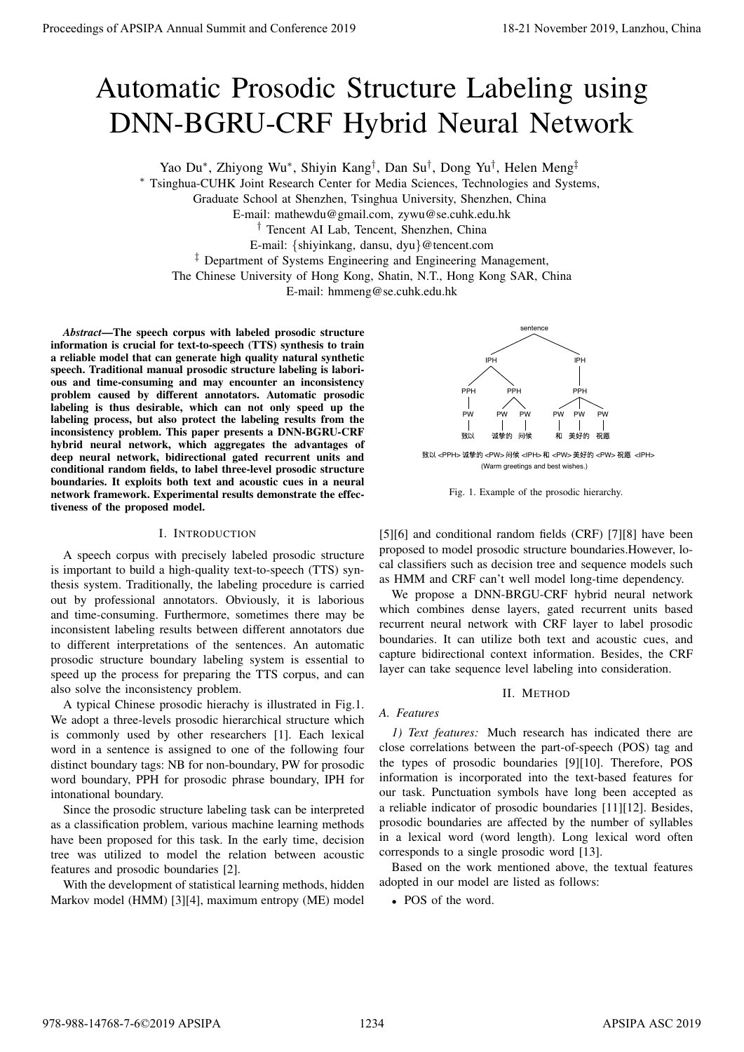# Automatic Prosodic Structure Labeling using DNN-BGRU-CRF Hybrid Neural Network

Yao Du*, Zhiyong Wu*, Shiyin Kang†, Dan Su†, Dong Yu†, Helen Meng‡

\* Tsinghua-CUHK Joint Research Center for Media Sciences, Technologies and Systems, Graduate School at Shenzhen, Tsinghua University, Shenzhen, China
E-mail: mathewdu@gmail.com, zywu@se.cuhk.edu.hk

† Tencent AI Lab, Tencent, Shenzhen, China
E-mail: {shiyinkang, dansu, dyu}@tencent.com

‡ Department of Systems Engineering and Engineering Management, The Chinese University of Hong Kong, Shatin, N.T., Hong Kong SAR, China
E-mail: hmmeng@se.cuhk.edu.hk

***Abstract*—The speech corpus with labeled prosodic structure information is crucial for text-to-speech (TTS) synthesis to train a reliable model that can generate high quality natural synthetic speech. Traditional manual prosodic structure labeling is laborious and time-consuming and may encounter an inconsistency problem caused by different annotators. Automatic prosodic labeling is thus desirable, which can not only speed up the labeling process, but also protect the labeling results from the inconsistency problem. This paper presents a DNN-BGRU-CRF hybrid neural network, which aggregates the advantages of deep neural network, bidirectional gated recurrent units and conditional random fields, to label three-level prosodic structure boundaries. It exploits both text and acoustic cues in a neural network framework. Experimental results demonstrate the effectiveness of the proposed model.**

## I. Introduction

A speech corpus with precisely labeled prosodic structure is important to build a high-quality text-to-speech (TTS) synthesis system. Traditionally, the labeling procedure is carried out by professional annotators. Obviously, it is laborious and time-consuming. Furthermore, sometimes there may be inconsistent labeling results between different annotators due to different interpretations of the sentences. An automatic prosodic structure boundary labeling system is essential to speed up the process for preparing the TTS corpus, and can also solve the inconsistency problem.

A typical Chinese prosodic hierachy is illustrated in Fig.1. We adopt a three-levels prosodic hierarchical structure which is commonly used by other researchers [1]. Each lexical word in a sentence is assigned to one of the following four distinct boundary tags: NB for non-boundary, PW for prosodic word boundary, PPH for prosodic phrase boundary, IPH for intonational boundary.

Since the prosodic structure labeling task can be interpreted as a classification problem, various machine learning methods have been proposed for this task. In the early time, decision tree was utilized to model the relation between acoustic features and prosodic boundaries [2].

With the development of statistical learning methods, hidden Markov model (HMM) [3][4], maximum entropy (ME) model [5][6] and conditional random fields (CRF) [7][8] have been proposed to model prosodic structure boundaries.However, local classifiers such as decision tree and sequence models such as HMM and CRF can't well model long-time dependency.

致以 <PPH> 诚挚的 <PW> 问候 <IPH> 和 <PW> 美好的 <PW> 祝愿 <IPH>
(Warm greetings and best wishes.)

Fig. 1. Example of the prosodic hierarchy.

We propose a DNN-BRGU-CRF hybrid neural network which combines dense layers, gated recurrent units based recurrent neural network with CRF layer to label prosodic boundaries. It can utilize both text and acoustic cues, and capture bidirectional context information. Besides, the CRF layer can take sequence level labeling into consideration.

## II. Method

### A. Features

*1) Text features:* Much research has indicated there are close correlations between the part-of-speech (POS) tag and the types of prosodic boundaries [9][10]. Therefore, POS information is incorporated into the text-based features for our task. Punctuation symbols have long been accepted as a reliable indicator of prosodic boundaries [11][12]. Besides, prosodic boundaries are affected by the number of syllables in a lexical word (word length). Long lexical word often corresponds to a single prosodic word [13].

Based on the work mentioned above, the textual features adopted in our model are listed as follows:

- POS of the word.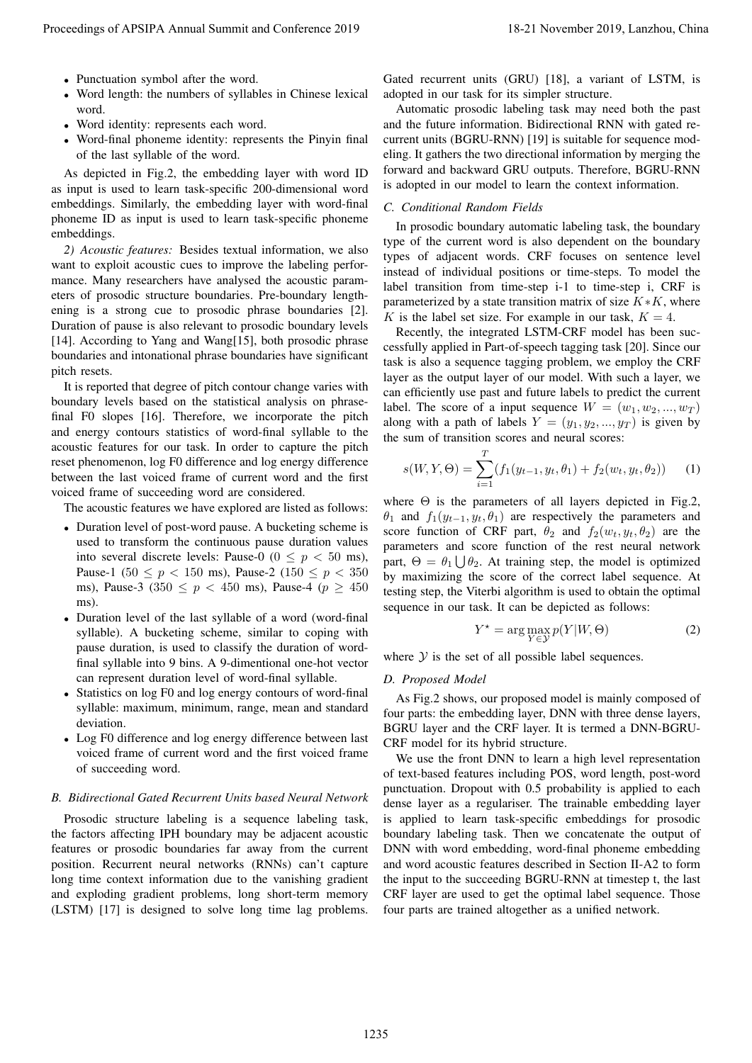- Punctuation symbol after the word.
- Word length: the numbers of syllables in Chinese lexical word.
- Word identity: represents each word.
- Word-final phoneme identity: represents the Pinyin final of the last syllable of the word.

As depicted in Fig.2, the embedding layer with word ID as input is used to learn task-specific 200-dimensional word embeddings. Similarly, the embedding layer with word-final phoneme ID as input is used to learn task-specific phoneme embeddings.

*2) Acoustic features:* Besides textual information, we also want to exploit acoustic cues to improve the labeling performance. Many researchers have analysed the acoustic parameters of prosodic structure boundaries. Pre-boundary lengthening is a strong cue to prosodic phrase boundaries [2]. Duration of pause is also relevant to prosodic boundary levels [14]. According to Yang and Wang[15], both prosodic phrase boundaries and intonational phrase boundaries have significant pitch resets.

It is reported that degree of pitch contour change varies with boundary levels based on the statistical analysis on phrase-final F0 slopes [16]. Therefore, we incorporate the pitch and energy contours statistics of word-final syllable to the acoustic features for our task. In order to capture the pitch reset phenomenon, log F0 difference and log energy difference between the last voiced frame of current word and the first voiced frame of succeeding word are considered.

The acoustic features we have explored are listed as follows:

- Duration level of post-word pause. A bucketing scheme is used to transform the continuous pause duration values into several discrete levels: Pause-0 ($0 \leq p < 50$ ms), Pause-1 ($50 \leq p < 150$ ms), Pause-2 ($150 \leq p < 350$ ms), Pause-3 ($350 \leq p < 450$ ms), Pause-4 ($p \geq 450$ ms).
- Duration level of the last syllable of a word (word-final syllable). A bucketing scheme, similar to coping with pause duration, is used to classify the duration of word-final syllable into 9 bins. A 9-dimentional one-hot vector can represent duration level of word-final syllable.
- Statistics on log F0 and log energy contours of word-final syllable: maximum, minimum, range, mean and standard deviation.
- Log F0 difference and log energy difference between last voiced frame of current word and the first voiced frame of succeeding word.

### B. Bidirectional Gated Recurrent Units based Neural Network

Prosodic structure labeling is a sequence labeling task, the factors affecting IPH boundary may be adjacent acoustic features or prosodic boundaries far away from the current position. Recurrent neural networks (RNNs) can't capture long time context information due to the vanishing gradient and exploding gradient problems, long short-term memory (LSTM) [17] is designed to solve long time lag problems. Gated recurrent units (GRU) [18], a variant of LSTM, is adopted in our task for its simpler structure.

Automatic prosodic labeling task may need both the past and the future information. Bidirectional RNN with gated recurrent units (BGRU-RNN) [19] is suitable for sequence modeling. It gathers the two directional information by merging the forward and backward GRU outputs. Therefore, BGRU-RNN is adopted in our model to learn the context information.

### C. Conditional Random Fields

In prosodic boundary automatic labeling task, the boundary type of the current word is also dependent on the boundary types of adjacent words. CRF focuses on sentence level instead of individual positions or time-steps. To model the label transition from time-step i-1 to time-step i, CRF is parameterized by a state transition matrix of size $K*K$, where $K$ is the label set size. For example in our task, $K = 4$.

Recently, the integrated LSTM-CRF model has been successfully applied in Part-of-speech tagging task [20]. Since our task is also a sequence tagging problem, we employ the CRF layer as the output layer of our model. With such a layer, we can efficiently use past and future labels to predict the current label. The score of a input sequence $W = (w_1, w_2, ..., w_T)$ along with a path of labels $Y = (y_1, y_2, ..., y_T)$ is given by the sum of transition scores and neural scores:

$$s(W, Y, \Theta) = \sum_{i=1}^{T} (f_1(y_{t-1}, y_t, \theta_1) + f_2(w_t, y_t, \theta_2)) \quad (1)$$

where $\Theta$ is the parameters of all layers depicted in Fig.2, $\theta_1$ and $f_1(y_{t-1}, y_t, \theta_1)$ are respectively the parameters and score function of CRF part, $\theta_2$ and $f_2(w_t, y_t, \theta_2)$ are the parameters and score function of the rest neural network part, $\Theta = \theta_1 \bigcup \theta_2$. At training step, the model is optimized by maximizing the score of the correct label sequence. At testing step, the Viterbi algorithm is used to obtain the optimal sequence in our task. It can be depicted as follows:

$$Y^{\star} = \arg\max_{Y \in \mathcal{Y}} p(Y|W, \Theta) \quad (2)$$

where $\mathcal{Y}$ is the set of all possible label sequences.

### D. Proposed Model

As Fig.2 shows, our proposed model is mainly composed of four parts: the embedding layer, DNN with three dense layers, BGRU layer and the CRF layer. It is termed a DNN-BGRU-CRF model for its hybrid structure.

We use the front DNN to learn a high level representation of text-based features including POS, word length, post-word punctuation. Dropout with 0.5 probability is applied to each dense layer as a regulariser. The trainable embedding layer is applied to learn task-specific embeddings for prosodic boundary labeling task. Then we concatenate the output of DNN with word embedding, word-final phoneme embedding and word acoustic features described in Section II-A2 to form the input to the succeeding BGRU-RNN at timestep t, the last CRF layer are used to get the optimal label sequence. Those four parts are trained altogether as a unified network.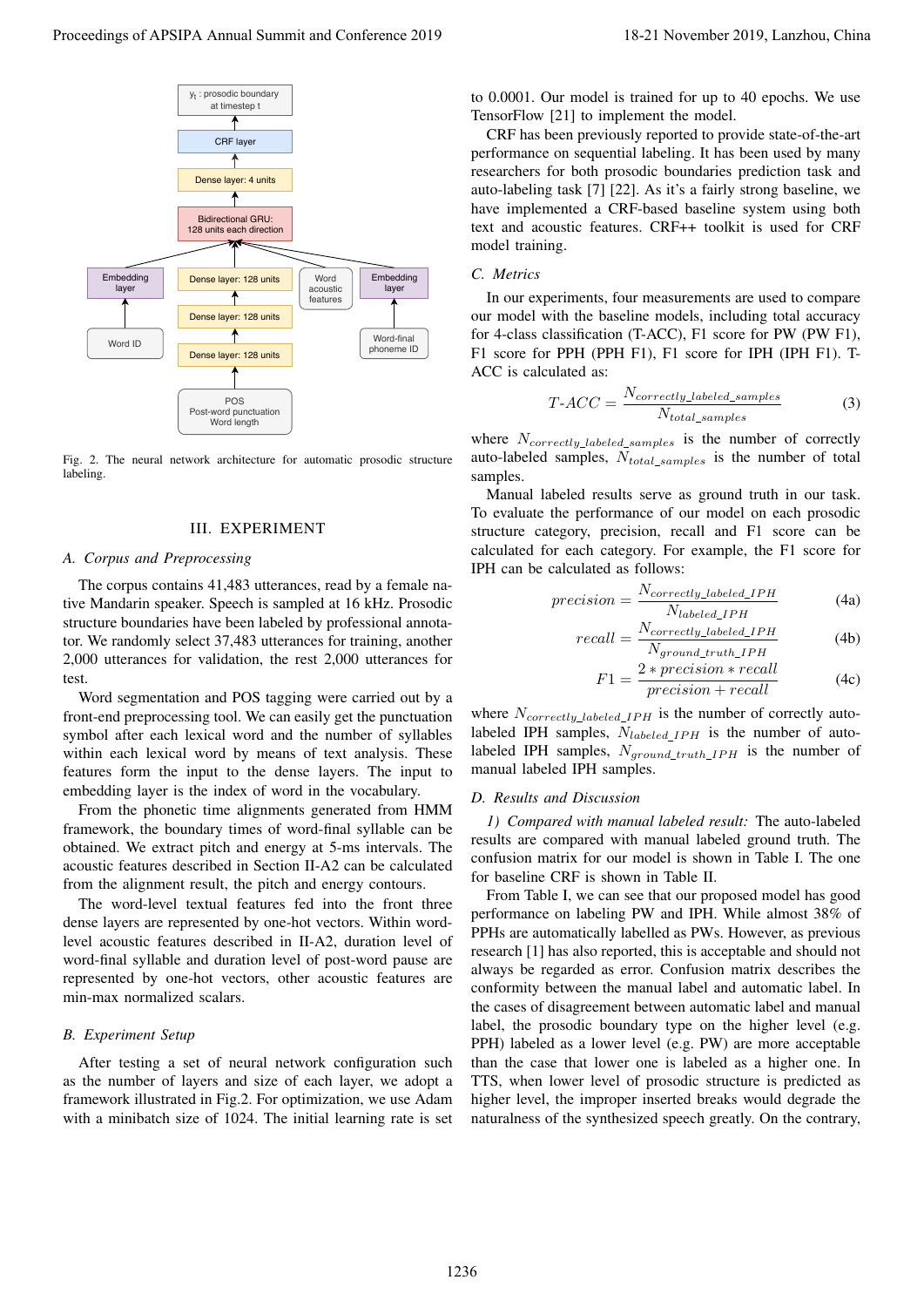Fig. 2. The neural network architecture for automatic prosodic structure labeling.

## III. EXPERIMENT

### A. Corpus and Preprocessing

The corpus contains 41,483 utterances, read by a female native Mandarin speaker. Speech is sampled at 16 kHz. Prosodic structure boundaries have been labeled by professional annotator. We randomly select 37,483 utterances for training, another 2,000 utterances for validation, the rest 2,000 utterances for test.

Word segmentation and POS tagging were carried out by a front-end preprocessing tool. We can easily get the punctuation symbol after each lexical word and the number of syllables within each lexical word by means of text analysis. These features form the input to the dense layers. The input to embedding layer is the index of word in the vocabulary.

From the phonetic time alignments generated from HMM framework, the boundary times of word-final syllable can be obtained. We extract pitch and energy at 5-ms intervals. The acoustic features described in Section II-A2 can be calculated from the alignment result, the pitch and energy contours.

The word-level textual features fed into the front three dense layers are represented by one-hot vectors. Within word-level acoustic features described in II-A2, duration level of word-final syllable and duration level of post-word pause are represented by one-hot vectors, other acoustic features are min-max normalized scalars.

### B. Experiment Setup

After testing a set of neural network configuration such as the number of layers and size of each layer, we adopt a framework illustrated in Fig.2. For optimization, we use Adam with a minibatch size of 1024. The initial learning rate is set to 0.0001. Our model is trained for up to 40 epochs. We use TensorFlow [21] to implement the model.

CRF has been previously reported to provide state-of-the-art performance on sequential labeling. It has been used by many researchers for both prosodic boundaries prediction task and auto-labeling task [7] [22]. As it's a fairly strong baseline, we have implemented a CRF-based baseline system using both text and acoustic features. CRF++ toolkit is used for CRF model training.

### C. Metrics

In our experiments, four measurements are used to compare our model with the baseline models, including total accuracy for 4-class classification (T-ACC), F1 score for PW (PW F1), F1 score for PPH (PPH F1), F1 score for IPH (IPH F1). T-ACC is calculated as:

$$T\text{-}ACC = \frac{N_{correctly\_labeled\_samples}}{N_{total\_samples}} \quad (3)$$

where $N_{correctly\_labeled\_samples}$ is the number of correctly auto-labeled samples, $N_{total\_samples}$ is the number of total samples.

Manual labeled results serve as ground truth in our task. To evaluate the performance of our model on each prosodic structure category, precision, recall and F1 score can be calculated for each category. For example, the F1 score for IPH can be calculated as follows:

$$precision = \frac{N_{correctly\_labeled\_IPH}}{N_{labeled\_IPH}} \quad (4a)$$

$$recall = \frac{N_{correctly\_labeled\_IPH}}{N_{ground\_truth\_IPH}} \quad (4b)$$

$$F1 = \frac{2 * precision * recall}{precision + recall} \quad (4c)$$

where $N_{correctly\_labeled\_IPH}$ is the number of correctly auto-labeled IPH samples, $N_{labeled\_IPH}$ is the number of auto-labeled IPH samples, $N_{ground\_truth\_IPH}$ is the number of manual labeled IPH samples.

### D. Results and Discussion

*1) Compared with manual labeled result:* The auto-labeled results are compared with manual labeled ground truth. The confusion matrix for our model is shown in Table I. The one for baseline CRF is shown in Table II.

From Table I, we can see that our proposed model has good performance on labeling PW and IPH. While almost 38% of PPHs are automatically labelled as PWs. However, as previous research [1] has also reported, this is acceptable and should not always be regarded as error. Confusion matrix describes the conformity between the manual label and automatic label. In the cases of disagreement between automatic label and manual label, the prosodic boundary type on the higher level (e.g. PPH) labeled as a lower level (e.g. PW) are more acceptable than the case that lower one is labeled as a higher one. In TTS, when lower level of prosodic structure is predicted as higher level, the improper inserted breaks would degrade the naturalness of the synthesized speech greatly. On the contrary,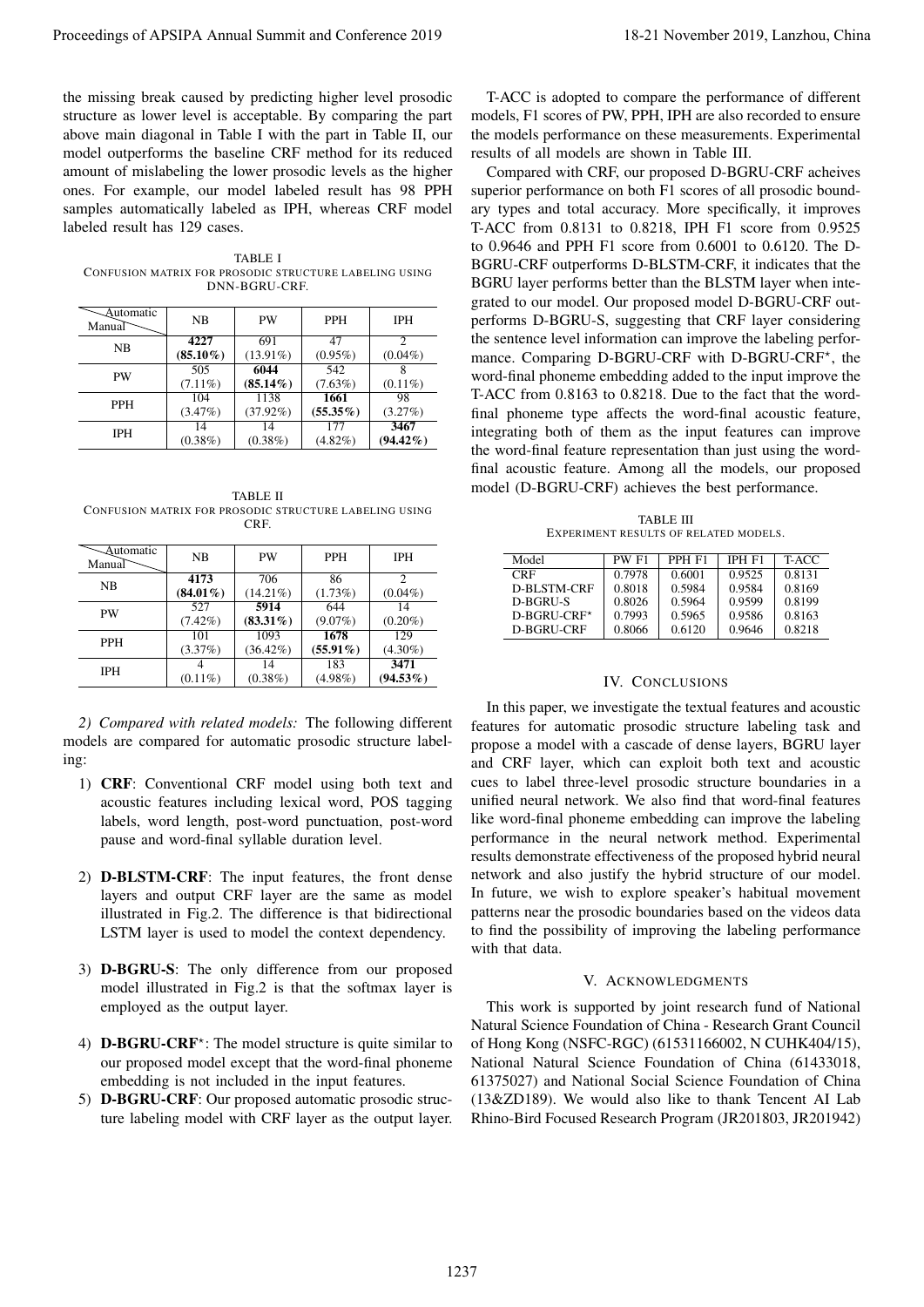the missing break caused by predicting higher level prosodic structure as lower level is acceptable. By comparing the part above main diagonal in Table I with the part in Table II, our model outperforms the baseline CRF method for its reduced amount of mislabeling the lower prosodic levels as the higher ones. For example, our model labeled result has 98 PPH samples automatically labeled as IPH, whereas CRF model labeled result has 129 cases.

TABLE I
CONFUSION MATRIX FOR PROSODIC STRUCTURE LABELING USING DNN-BGRU-CRF.

| Manual \ Automatic | NB | PW | PPH | IPH |
|---|---|---|---|---|
| NB | **4227** (**85.10%**) | 691 (13.91%) | 47 (0.95%) | 2 (0.04%) |
| PW | 505 (7.11%) | **6044** (**85.14%**) | 542 (7.63%) | 8 (0.11%) |
| PPH | 104 (3.47%) | 1138 (37.92%) | **1661** (**55.35%**) | 98 (3.27%) |
| IPH | 14 (0.38%) | 14 (0.38%) | 177 (4.82%) | **3467** (**94.42%**) |

TABLE II
CONFUSION MATRIX FOR PROSODIC STRUCTURE LABELING USING CRF.

| Manual \ Automatic | NB | PW | PPH | IPH |
|---|---|---|---|---|
| NB | **4173** (**84.01%**) | 706 (14.21%) | 86 (1.73%) | 2 (0.04%) |
| PW | 527 (7.42%) | **5914** (**83.31%**) | 644 (9.07%) | 14 (0.20%) |
| PPH | 101 (3.37%) | 1093 (36.42%) | **1678** (**55.91%**) | 129 (4.30%) |
| IPH | 4 (0.11%) | 14 (0.38%) | 183 (4.98%) | **3471** (**94.53%**) |

*2) Compared with related models:* The following different models are compared for automatic prosodic structure labeling:

1) **CRF**: Conventional CRF model using both text and acoustic features including lexical word, POS tagging labels, word length, post-word punctuation, post-word pause and word-final syllable duration level.
2) **D-BLSTM-CRF**: The input features, the front dense layers and output CRF layer are the same as model illustrated in Fig.2. The difference is that bidirectional LSTM layer is used to model the context dependency.
3) **D-BGRU-S**: The only difference from our proposed model illustrated in Fig.2 is that the softmax layer is employed as the output layer.
4) **D-BGRU-CRF**$^{\star}$: The model structure is quite similar to our proposed model except that the word-final phoneme embedding is not included in the input features.
5) **D-BGRU-CRF**: Our proposed automatic prosodic structure labeling model with CRF layer as the output layer.

T-ACC is adopted to compare the performance of different models, F1 scores of PW, PPH, IPH are also recorded to ensure the models performance on these measurements. Experimental results of all models are shown in Table III.

Compared with CRF, our proposed D-BGRU-CRF acheives superior performance on both F1 scores of all prosodic boundary types and total accuracy. More specifically, it improves T-ACC from 0.8131 to 0.8218, IPH F1 score from 0.9525 to 0.9646 and PPH F1 score from 0.6001 to 0.6120. The D-BGRU-CRF outperforms D-BLSTM-CRF, it indicates that the BGRU layer performs better than the BLSTM layer when integrated to our model. Our proposed model D-BGRU-CRF outperforms D-BGRU-S, suggesting that CRF layer considering the sentence level information can improve the labeling performance. Comparing D-BGRU-CRF with D-BGRU-CRF$^{\star}$, the word-final phoneme embedding added to the input improve the T-ACC from 0.8163 to 0.8218. Due to the fact that the word-final phoneme type affects the word-final acoustic feature, integrating both of them as the input features can improve the word-final feature representation than just using the word-final acoustic feature. Among all the models, our proposed model (D-BGRU-CRF) achieves the best performance.

TABLE III
EXPERIMENT RESULTS OF RELATED MODELS.

| Model | PW F1 | PPH F1 | IPH F1 | T-ACC |
|---|---|---|---|---|
| CRF | 0.7978 | 0.6001 | 0.9525 | 0.8131 |
| D-BLSTM-CRF | 0.8018 | 0.5984 | 0.9584 | 0.8169 |
| D-BGRU-S | 0.8026 | 0.5964 | 0.9599 | 0.8199 |
| D-BGRU-CRF$^{\star}$ | 0.7993 | 0.5965 | 0.9586 | 0.8163 |
| D-BGRU-CRF | 0.8066 | 0.6120 | 0.9646 | 0.8218 |

## IV. CONCLUSIONS

In this paper, we investigate the textual features and acoustic features for automatic prosodic structure labeling task and propose a model with a cascade of dense layers, BGRU layer and CRF layer, which can exploit both text and acoustic cues to label three-level prosodic structure boundaries in a unified neural network. We also find that word-final features like word-final phoneme embedding can improve the labeling performance in the neural network method. Experimental results demonstrate effectiveness of the proposed hybrid neural network and also justify the hybrid structure of our model. In future, we wish to explore speaker's habitual movement patterns near the prosodic boundaries based on the videos data to find the possibility of improving the labeling performance with that data.

## V. ACKNOWLEDGMENTS

This work is supported by joint research fund of National Natural Science Foundation of China - Research Grant Council of Hong Kong (NSFC-RGC) (61531166002, N CUHK404/15), National Natural Science Foundation of China (61433018, 61375027) and National Social Science Foundation of China (13&ZD189). We would also like to thank Tencent AI Lab Rhino-Bird Focused Research Program (JR201803, JR201942)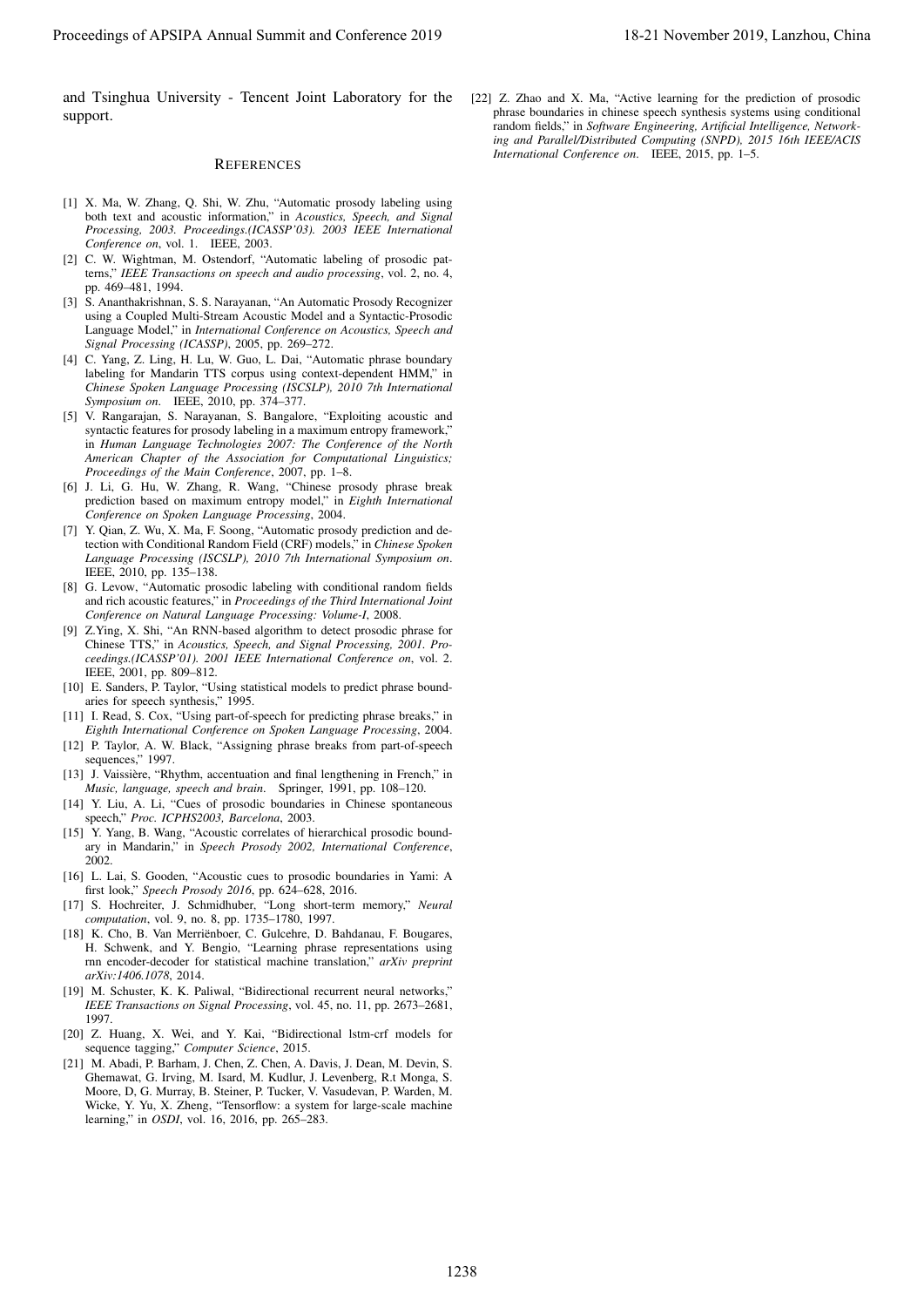and Tsinghua University - Tencent Joint Laboratory for the support.

## REFERENCES

[1] X. Ma, W. Zhang, Q. Shi, W. Zhu, "Automatic prosody labeling using both text and acoustic information," in *Acoustics, Speech, and Signal Processing, 2003. Proceedings.(ICASSP'03). 2003 IEEE International Conference on*, vol. 1. IEEE, 2003.

[2] C. W. Wightman, M. Ostendorf, "Automatic labeling of prosodic patterns," *IEEE Transactions on speech and audio processing*, vol. 2, no. 4, pp. 469–481, 1994.

[3] S. Ananthakrishnan, S. S. Narayanan, "An Automatic Prosody Recognizer using a Coupled Multi-Stream Acoustic Model and a Syntactic-Prosodic Language Model," in *International Conference on Acoustics, Speech and Signal Processing (ICASSP)*, 2005, pp. 269–272.

[4] C. Yang, Z. Ling, H. Lu, W. Guo, L. Dai, "Automatic phrase boundary labeling for Mandarin TTS corpus using context-dependent HMM," in *Chinese Spoken Language Processing (ISCSLP), 2010 7th International Symposium on*. IEEE, 2010, pp. 374–377.

[5] V. Rangarajan, S. Narayanan, S. Bangalore, "Exploiting acoustic and syntactic features for prosody labeling in a maximum entropy framework," in *Human Language Technologies 2007: The Conference of the North American Chapter of the Association for Computational Linguistics; Proceedings of the Main Conference*, 2007, pp. 1–8.

[6] J. Li, G. Hu, W. Zhang, R. Wang, "Chinese prosody phrase break prediction based on maximum entropy model," in *Eighth International Conference on Spoken Language Processing*, 2004.

[7] Y. Qian, Z. Wu, X. Ma, F. Soong, "Automatic prosody prediction and detection with Conditional Random Field (CRF) models," in *Chinese Spoken Language Processing (ISCSLP), 2010 7th International Symposium on*. IEEE, 2010, pp. 135–138.

[8] G. Levow, "Automatic prosodic labeling with conditional random fields and rich acoustic features," in *Proceedings of the Third International Joint Conference on Natural Language Processing: Volume-I*, 2008.

[9] Z.Ying, X. Shi, "An RNN-based algorithm to detect prosodic phrase for Chinese TTS," in *Acoustics, Speech, and Signal Processing, 2001. Proceedings.(ICASSP'01). 2001 IEEE International Conference on*, vol. 2. IEEE, 2001, pp. 809–812.

[10] E. Sanders, P. Taylor, "Using statistical models to predict phrase boundaries for speech synthesis," 1995.

[11] I. Read, S. Cox, "Using part-of-speech for predicting phrase breaks," in *Eighth International Conference on Spoken Language Processing*, 2004.

[12] P. Taylor, A. W. Black, "Assigning phrase breaks from part-of-speech sequences," 1997.

[13] J. Vaissière, "Rhythm, accentuation and final lengthening in French," in *Music, language, speech and brain*. Springer, 1991, pp. 108–120.

[14] Y. Liu, A. Li, "Cues of prosodic boundaries in Chinese spontaneous speech," *Proc. ICPHS2003, Barcelona*, 2003.

[15] Y. Yang, B. Wang, "Acoustic correlates of hierarchical prosodic boundary in Mandarin," in *Speech Prosody 2002, International Conference*, 2002.

[16] L. Lai, S. Gooden, "Acoustic cues to prosodic boundaries in Yami: A first look," *Speech Prosody 2016*, pp. 624–628, 2016.

[17] S. Hochreiter, J. Schmidhuber, "Long short-term memory," *Neural computation*, vol. 9, no. 8, pp. 1735–1780, 1997.

[18] K. Cho, B. Van Merriënboer, C. Gulcehre, D. Bahdanau, F. Bougares, H. Schwenk, and Y. Bengio, "Learning phrase representations using rnn encoder-decoder for statistical machine translation," *arXiv preprint arXiv:1406.1078*, 2014.

[19] M. Schuster, K. K. Paliwal, "Bidirectional recurrent neural networks," *IEEE Transactions on Signal Processing*, vol. 45, no. 11, pp. 2673–2681, 1997.

[20] Z. Huang, X. Wei, and Y. Kai, "Bidirectional lstm-crf models for sequence tagging," *Computer Science*, 2015.

[21] M. Abadi, P. Barham, J. Chen, Z. Chen, A. Davis, J. Dean, M. Devin, S. Ghemawat, G. Irving, M. Isard, M. Kudlur, J. Levenberg, R.t Monga, S. Moore, D, G. Murray, B. Steiner, P. Tucker, V. Vasudevan, P. Warden, M. Wicke, Y. Yu, X. Zheng, "Tensorflow: a system for large-scale machine learning," in *OSDI*, vol. 16, 2016, pp. 265–283.

[22] Z. Zhao and X. Ma, "Active learning for the prediction of prosodic phrase boundaries in chinese speech synthesis systems using conditional random fields," in *Software Engineering, Artificial Intelligence, Networking and Parallel/Distributed Computing (SNPD), 2015 16th IEEE/ACIS International Conference on*. IEEE, 2015, pp. 1–5.